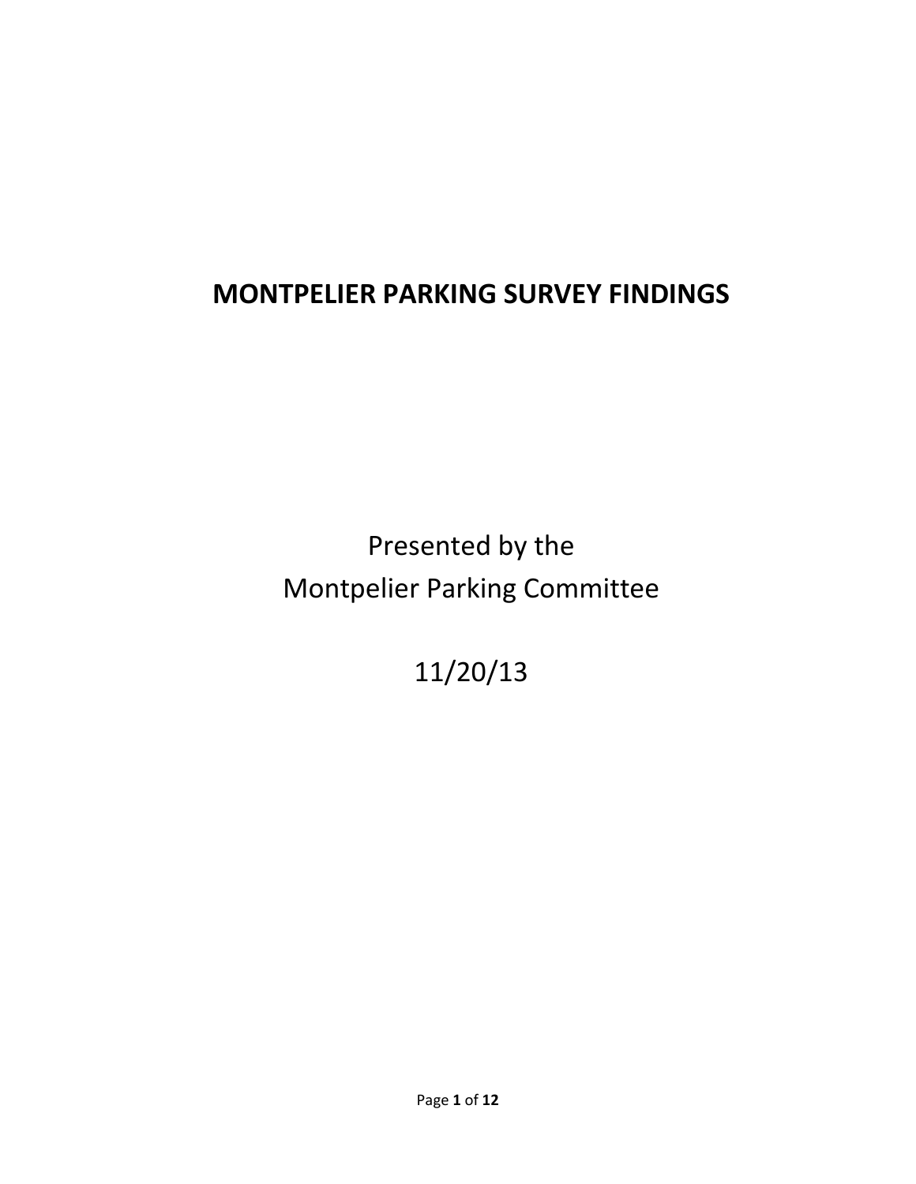# MONTPELIER PARKING SURVEY FINDINGS

Presented by the
Montpelier Parking Committee

11/20/13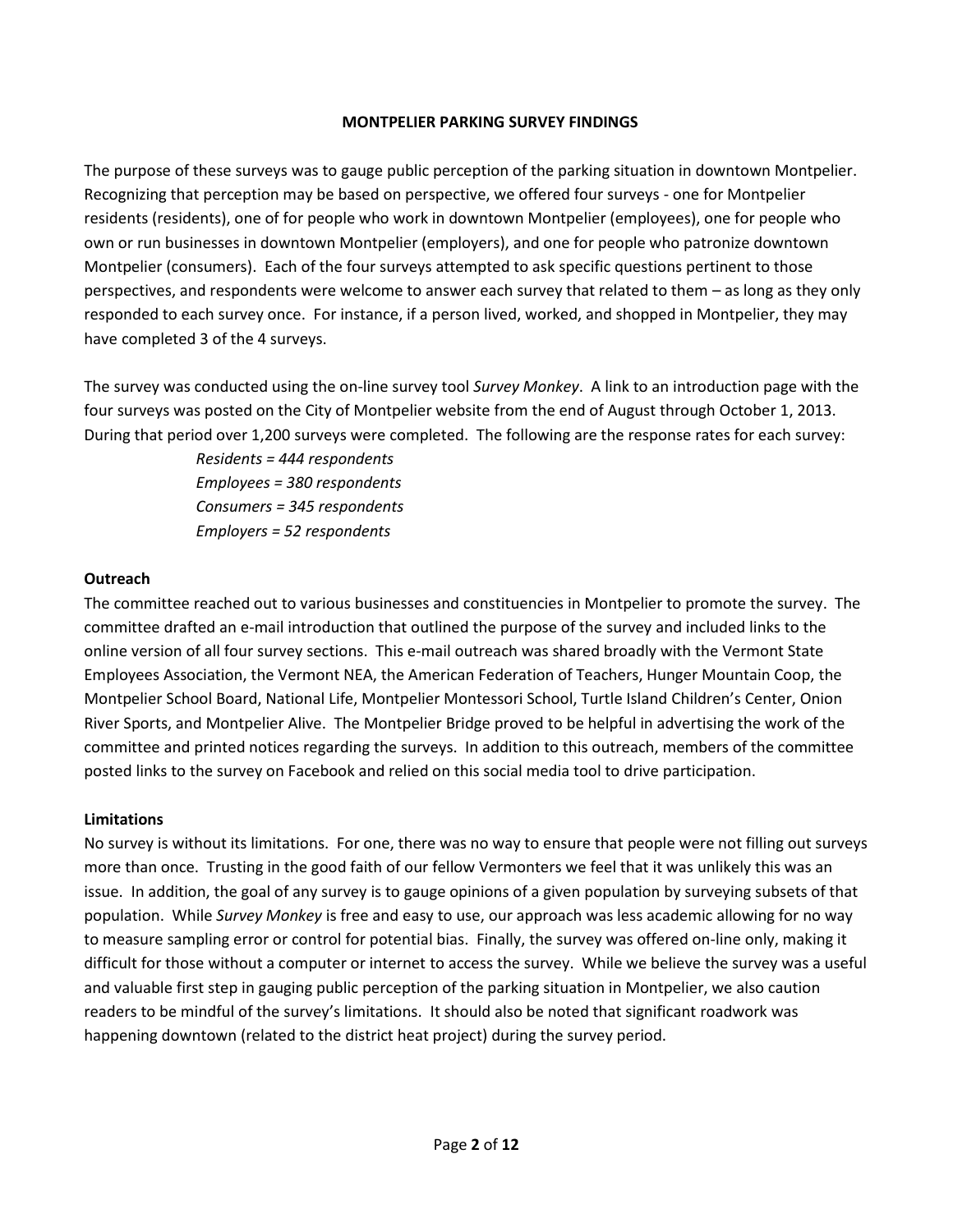**MONTPELIER PARKING SURVEY FINDINGS**

The purpose of these surveys was to gauge public perception of the parking situation in downtown Montpelier. Recognizing that perception may be based on perspective, we offered four surveys - one for Montpelier residents (residents), one of for people who work in downtown Montpelier (employees), one for people who own or run businesses in downtown Montpelier (employers), and one for people who patronize downtown Montpelier (consumers). Each of the four surveys attempted to ask specific questions pertinent to those perspectives, and respondents were welcome to answer each survey that related to them – as long as they only responded to each survey once. For instance, if a person lived, worked, and shopped in Montpelier, they may have completed 3 of the 4 surveys.

The survey was conducted using the on-line survey tool *Survey Monkey*. A link to an introduction page with the four surveys was posted on the City of Montpelier website from the end of August through October 1, 2013. During that period over 1,200 surveys were completed. The following are the response rates for each survey:

*Residents = 444 respondents*
*Employees = 380 respondents*
*Consumers = 345 respondents*
*Employers = 52 respondents*

**Outreach**

The committee reached out to various businesses and constituencies in Montpelier to promote the survey. The committee drafted an e-mail introduction that outlined the purpose of the survey and included links to the online version of all four survey sections. This e-mail outreach was shared broadly with the Vermont State Employees Association, the Vermont NEA, the American Federation of Teachers, Hunger Mountain Coop, the Montpelier School Board, National Life, Montpelier Montessori School, Turtle Island Children's Center, Onion River Sports, and Montpelier Alive. The Montpelier Bridge proved to be helpful in advertising the work of the committee and printed notices regarding the surveys. In addition to this outreach, members of the committee posted links to the survey on Facebook and relied on this social media tool to drive participation.

**Limitations**

No survey is without its limitations. For one, there was no way to ensure that people were not filling out surveys more than once. Trusting in the good faith of our fellow Vermonters we feel that it was unlikely this was an issue. In addition, the goal of any survey is to gauge opinions of a given population by surveying subsets of that population. While *Survey Monkey* is free and easy to use, our approach was less academic allowing for no way to measure sampling error or control for potential bias. Finally, the survey was offered on-line only, making it difficult for those without a computer or internet to access the survey. While we believe the survey was a useful and valuable first step in gauging public perception of the parking situation in Montpelier, we also caution readers to be mindful of the survey's limitations. It should also be noted that significant roadwork was happening downtown (related to the district heat project) during the survey period.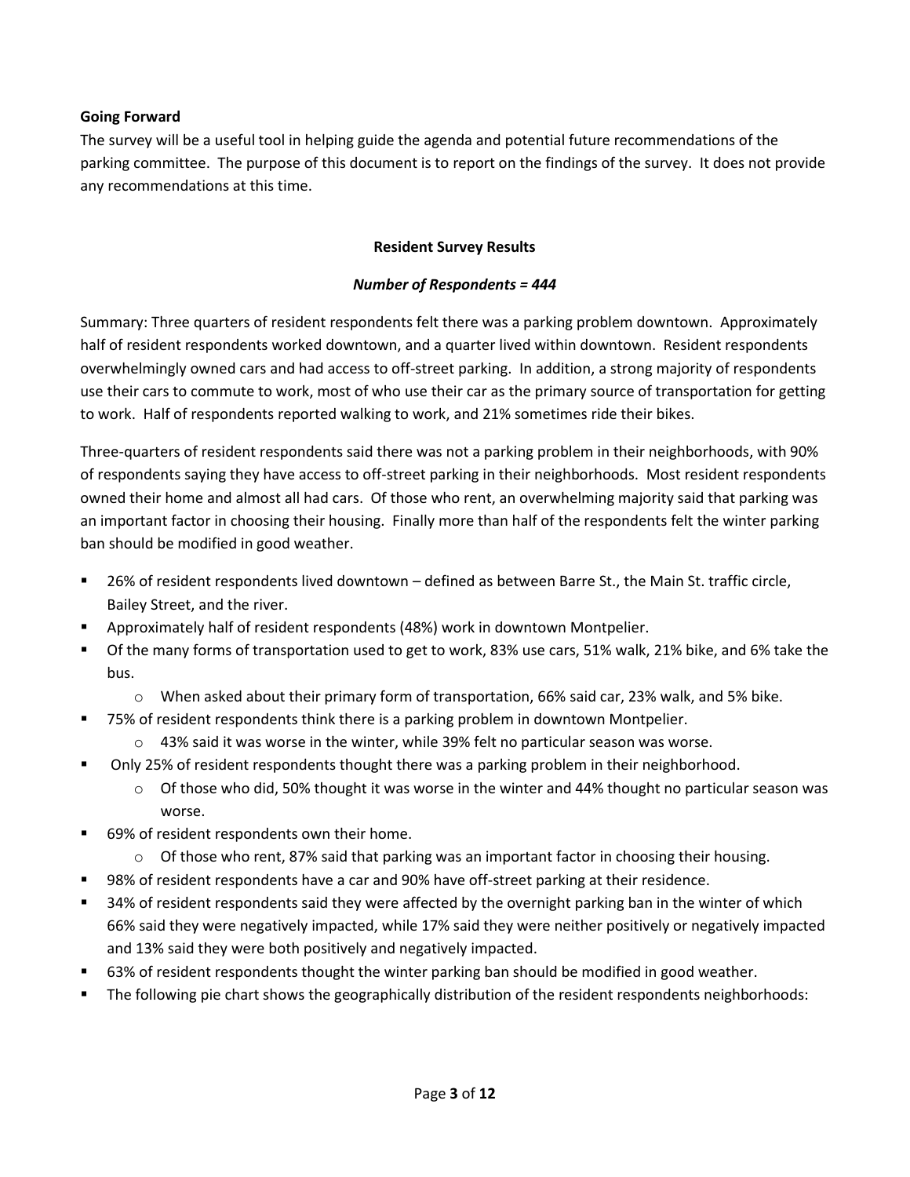**Going Forward**

The survey will be a useful tool in helping guide the agenda and potential future recommendations of the parking committee. The purpose of this document is to report on the findings of the survey. It does not provide any recommendations at this time.

## Resident Survey Results

***Number of Respondents = 444***

Summary: Three quarters of resident respondents felt there was a parking problem downtown. Approximately half of resident respondents worked downtown, and a quarter lived within downtown. Resident respondents overwhelmingly owned cars and had access to off-street parking. In addition, a strong majority of respondents use their cars to commute to work, most of who use their car as the primary source of transportation for getting to work. Half of respondents reported walking to work, and 21% sometimes ride their bikes.

Three-quarters of resident respondents said there was not a parking problem in their neighborhoods, with 90% of respondents saying they have access to off-street parking in their neighborhoods. Most resident respondents owned their home and almost all had cars. Of those who rent, an overwhelming majority said that parking was an important factor in choosing their housing. Finally more than half of the respondents felt the winter parking ban should be modified in good weather.

- 26% of resident respondents lived downtown – defined as between Barre St., the Main St. traffic circle, Bailey Street, and the river.
- Approximately half of resident respondents (48%) work in downtown Montpelier.
- Of the many forms of transportation used to get to work, 83% use cars, 51% walk, 21% bike, and 6% take the bus.
  - When asked about their primary form of transportation, 66% said car, 23% walk, and 5% bike.
- 75% of resident respondents think there is a parking problem in downtown Montpelier.
  - 43% said it was worse in the winter, while 39% felt no particular season was worse.
- Only 25% of resident respondents thought there was a parking problem in their neighborhood.
  - Of those who did, 50% thought it was worse in the winter and 44% thought no particular season was worse.
- 69% of resident respondents own their home.
  - Of those who rent, 87% said that parking was an important factor in choosing their housing.
- 98% of resident respondents have a car and 90% have off-street parking at their residence.
- 34% of resident respondents said they were affected by the overnight parking ban in the winter of which 66% said they were negatively impacted, while 17% said they were neither positively or negatively impacted and 13% said they were both positively and negatively impacted.
- 63% of resident respondents thought the winter parking ban should be modified in good weather.
- The following pie chart shows the geographically distribution of the resident respondents neighborhoods: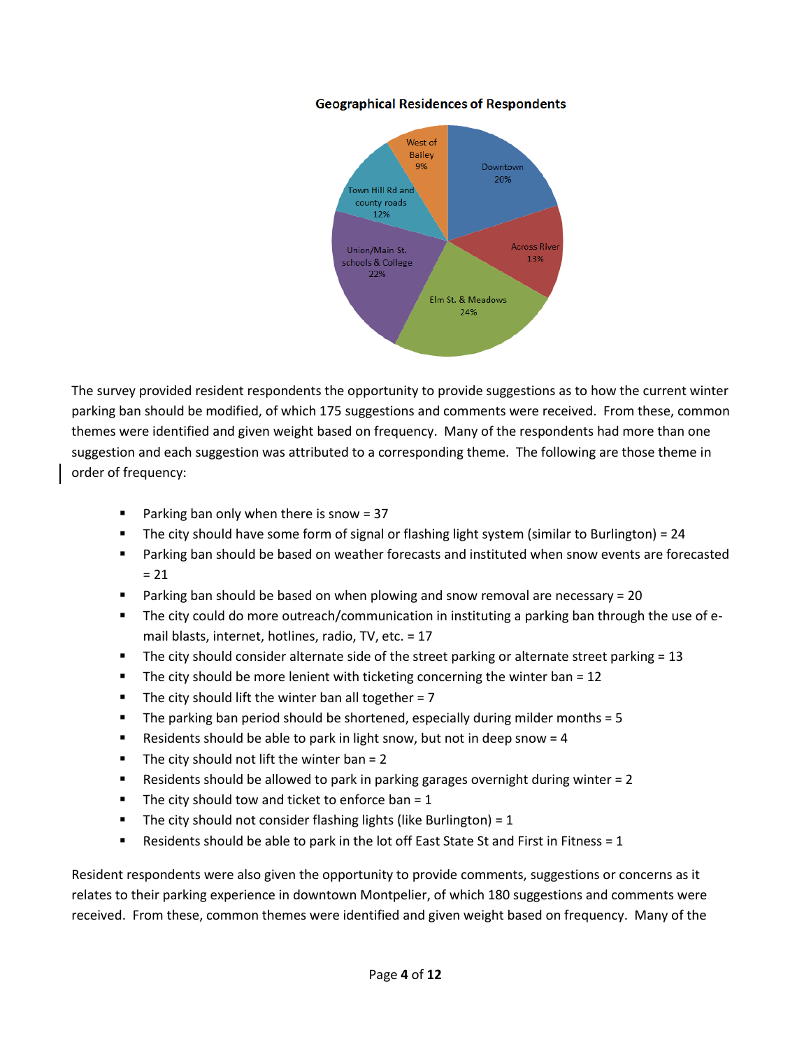**Geographical Residences of Respondents**

| Area | Percentage |
| --- | --- |
| Downtown | 20% |
| Across River | 13% |
| Elm St. & Meadows | 24% |
| Union/Main St. schools & College | 22% |
| Town Hill Rd and county roads | 12% |
| West of Bailey | 9% |

The survey provided resident respondents the opportunity to provide suggestions as to how the current winter parking ban should be modified, of which 175 suggestions and comments were received. From these, common themes were identified and given weight based on frequency. Many of the respondents had more than one suggestion and each suggestion was attributed to a corresponding theme. The following are those theme in order of frequency:

- Parking ban only when there is snow = 37
- The city should have some form of signal or flashing light system (similar to Burlington) = 24
- Parking ban should be based on weather forecasts and instituted when snow events are forecasted = 21
- Parking ban should be based on when plowing and snow removal are necessary = 20
- The city could do more outreach/communication in instituting a parking ban through the use of e-mail blasts, internet, hotlines, radio, TV, etc. = 17
- The city should consider alternate side of the street parking or alternate street parking = 13
- The city should be more lenient with ticketing concerning the winter ban = 12
- The city should lift the winter ban all together = 7
- The parking ban period should be shortened, especially during milder months = 5
- Residents should be able to park in light snow, but not in deep snow = 4
- The city should not lift the winter ban = 2
- Residents should be allowed to park in parking garages overnight during winter = 2
- The city should tow and ticket to enforce ban = 1
- The city should not consider flashing lights (like Burlington) = 1
- Residents should be able to park in the lot off East State St and First in Fitness = 1

Resident respondents were also given the opportunity to provide comments, suggestions or concerns as it relates to their parking experience in downtown Montpelier, of which 180 suggestions and comments were received. From these, common themes were identified and given weight based on frequency. Many of the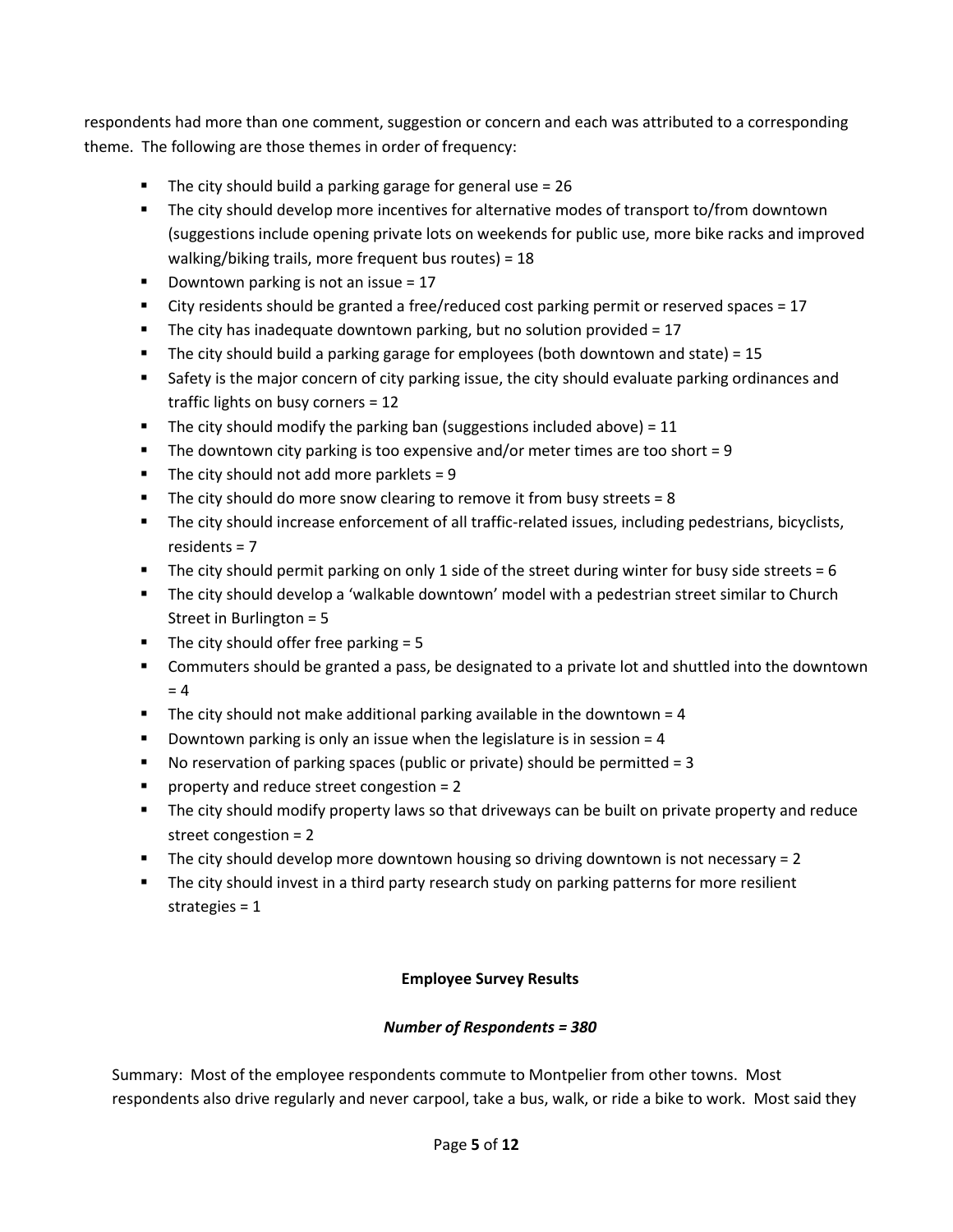respondents had more than one comment, suggestion or concern and each was attributed to a corresponding theme. The following are those themes in order of frequency:

- The city should build a parking garage for general use = 26
- The city should develop more incentives for alternative modes of transport to/from downtown (suggestions include opening private lots on weekends for public use, more bike racks and improved walking/biking trails, more frequent bus routes) = 18
- Downtown parking is not an issue = 17
- City residents should be granted a free/reduced cost parking permit or reserved spaces = 17
- The city has inadequate downtown parking, but no solution provided = 17
- The city should build a parking garage for employees (both downtown and state) = 15
- Safety is the major concern of city parking issue, the city should evaluate parking ordinances and traffic lights on busy corners = 12
- The city should modify the parking ban (suggestions included above) = 11
- The downtown city parking is too expensive and/or meter times are too short = 9
- The city should not add more parklets = 9
- The city should do more snow clearing to remove it from busy streets = 8
- The city should increase enforcement of all traffic-related issues, including pedestrians, bicyclists, residents = 7
- The city should permit parking on only 1 side of the street during winter for busy side streets = 6
- The city should develop a 'walkable downtown' model with a pedestrian street similar to Church Street in Burlington = 5
- The city should offer free parking = 5
- Commuters should be granted a pass, be designated to a private lot and shuttled into the downtown = 4
- The city should not make additional parking available in the downtown = 4
- Downtown parking is only an issue when the legislature is in session = 4
- No reservation of parking spaces (public or private) should be permitted = 3
- property and reduce street congestion = 2
- The city should modify property laws so that driveways can be built on private property and reduce street congestion = 2
- The city should develop more downtown housing so driving downtown is not necessary = 2
- The city should invest in a third party research study on parking patterns for more resilient strategies = 1

**Employee Survey Results**

***Number of Respondents = 380***

Summary: Most of the employee respondents commute to Montpelier from other towns. Most respondents also drive regularly and never carpool, take a bus, walk, or ride a bike to work. Most said they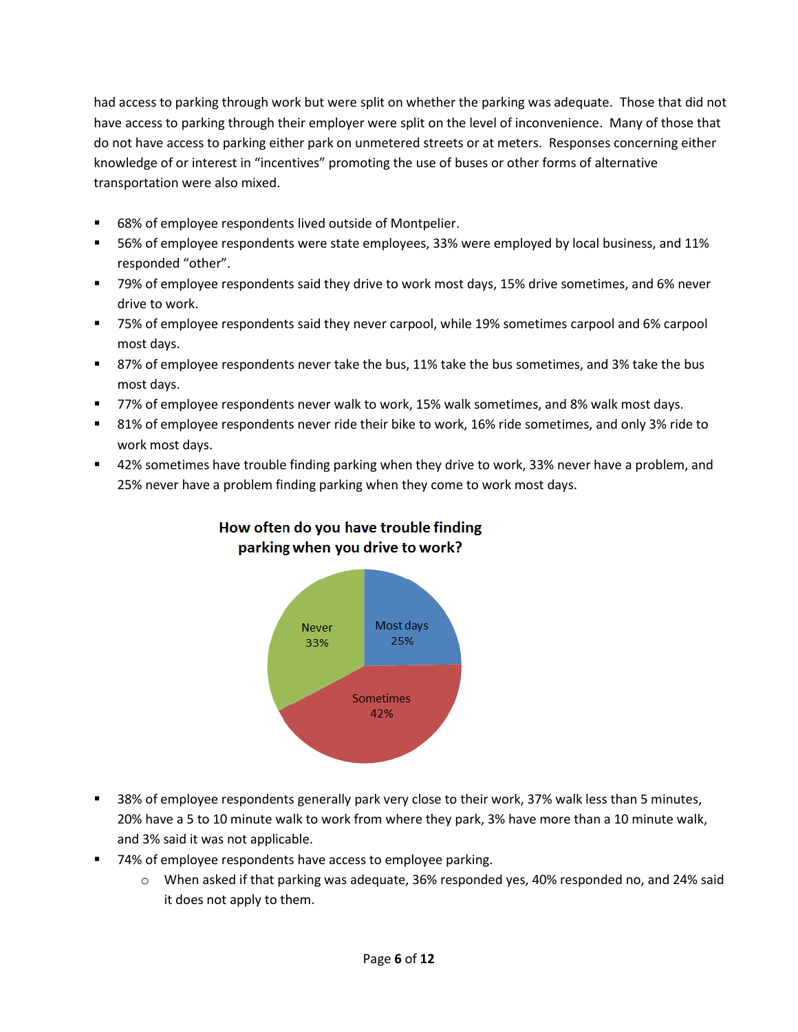had access to parking through work but were split on whether the parking was adequate. Those that did not have access to parking through their employer were split on the level of inconvenience. Many of those that do not have access to parking either park on unmetered streets or at meters. Responses concerning either knowledge of or interest in "incentives" promoting the use of buses or other forms of alternative transportation were also mixed.

- 68% of employee respondents lived outside of Montpelier.
- 56% of employee respondents were state employees, 33% were employed by local business, and 11% responded "other".
- 79% of employee respondents said they drive to work most days, 15% drive sometimes, and 6% never drive to work.
- 75% of employee respondents said they never carpool, while 19% sometimes carpool and 6% carpool most days.
- 87% of employee respondents never take the bus, 11% take the bus sometimes, and 3% take the bus most days.
- 77% of employee respondents never walk to work, 15% walk sometimes, and 8% walk most days.
- 81% of employee respondents never ride their bike to work, 16% ride sometimes, and only 3% ride to work most days.
- 42% sometimes have trouble finding parking when they drive to work, 33% never have a problem, and 25% never have a problem finding parking when they come to work most days.

**How often do you have trouble finding parking when you drive to work?**

| Response | Percent |
|---|---|
| Most days | 25% |
| Sometimes | 42% |
| Never | 33% |

- 38% of employee respondents generally park very close to their work, 37% walk less than 5 minutes, 20% have a 5 to 10 minute walk to work from where they park, 3% have more than a 10 minute walk, and 3% said it was not applicable.
- 74% of employee respondents have access to employee parking.
  - When asked if that parking was adequate, 36% responded yes, 40% responded no, and 24% said it does not apply to them.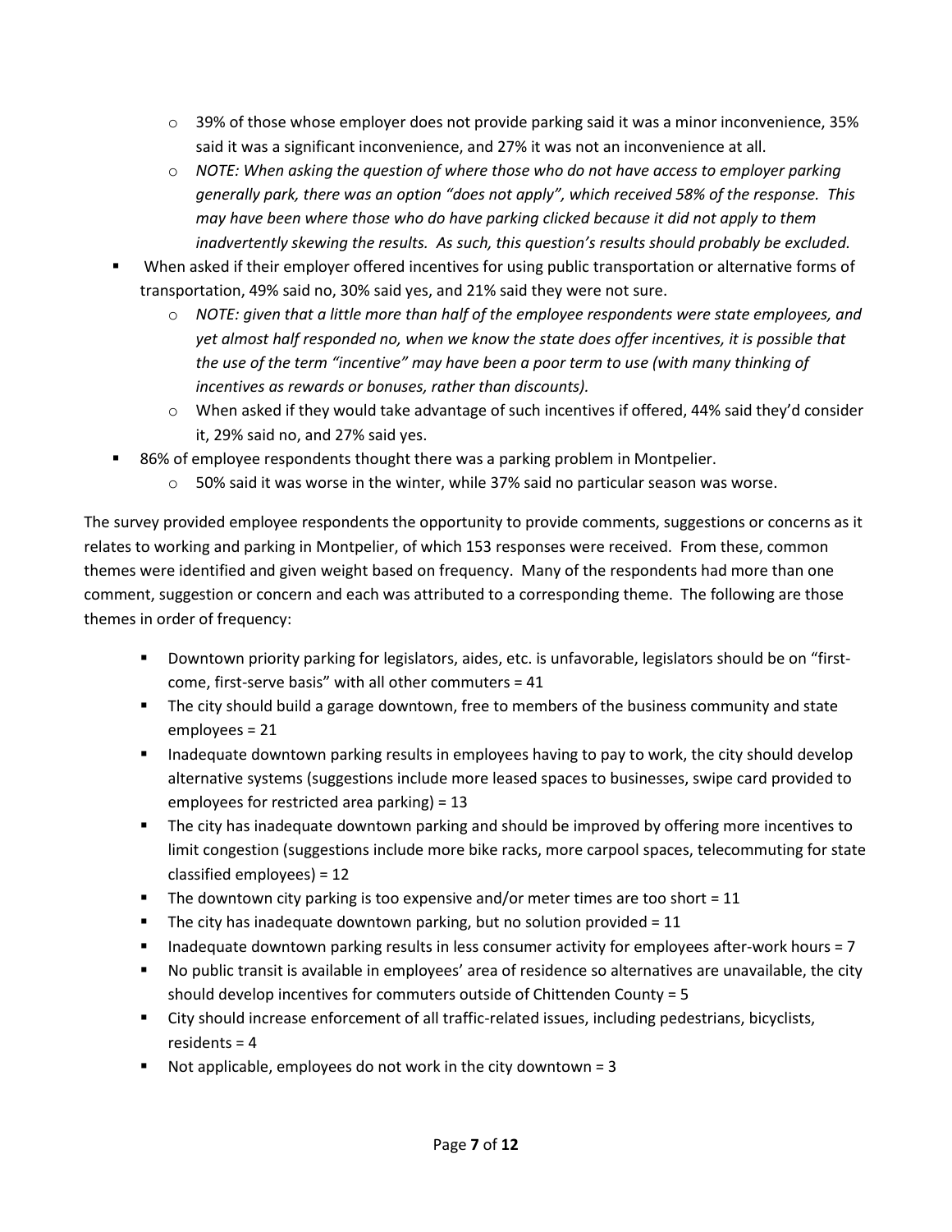- 39% of those whose employer does not provide parking said it was a minor inconvenience, 35% said it was a significant inconvenience, and 27% it was not an inconvenience at all.
    - *NOTE: When asking the question of where those who do not have access to employer parking generally park, there was an option "does not apply", which received 58% of the response. This may have been where those who do have parking clicked because it did not apply to them inadvertently skewing the results. As such, this question's results should probably be excluded.*
- When asked if their employer offered incentives for using public transportation or alternative forms of transportation, 49% said no, 30% said yes, and 21% said they were not sure.
    - *NOTE: given that a little more than half of the employee respondents were state employees, and yet almost half responded no, when we know the state does offer incentives, it is possible that the use of the term "incentive" may have been a poor term to use (with many thinking of incentives as rewards or bonuses, rather than discounts).*
    - When asked if they would take advantage of such incentives if offered, 44% said they'd consider it, 29% said no, and 27% said yes.
- 86% of employee respondents thought there was a parking problem in Montpelier.
    - 50% said it was worse in the winter, while 37% said no particular season was worse.

The survey provided employee respondents the opportunity to provide comments, suggestions or concerns as it relates to working and parking in Montpelier, of which 153 responses were received. From these, common themes were identified and given weight based on frequency. Many of the respondents had more than one comment, suggestion or concern and each was attributed to a corresponding theme. The following are those themes in order of frequency:

- Downtown priority parking for legislators, aides, etc. is unfavorable, legislators should be on "first-come, first-serve basis" with all other commuters = 41
- The city should build a garage downtown, free to members of the business community and state employees = 21
- Inadequate downtown parking results in employees having to pay to work, the city should develop alternative systems (suggestions include more leased spaces to businesses, swipe card provided to employees for restricted area parking) = 13
- The city has inadequate downtown parking and should be improved by offering more incentives to limit congestion (suggestions include more bike racks, more carpool spaces, telecommuting for state classified employees) = 12
- The downtown city parking is too expensive and/or meter times are too short = 11
- The city has inadequate downtown parking, but no solution provided = 11
- Inadequate downtown parking results in less consumer activity for employees after-work hours = 7
- No public transit is available in employees' area of residence so alternatives are unavailable, the city should develop incentives for commuters outside of Chittenden County = 5
- City should increase enforcement of all traffic-related issues, including pedestrians, bicyclists, residents = 4
- Not applicable, employees do not work in the city downtown = 3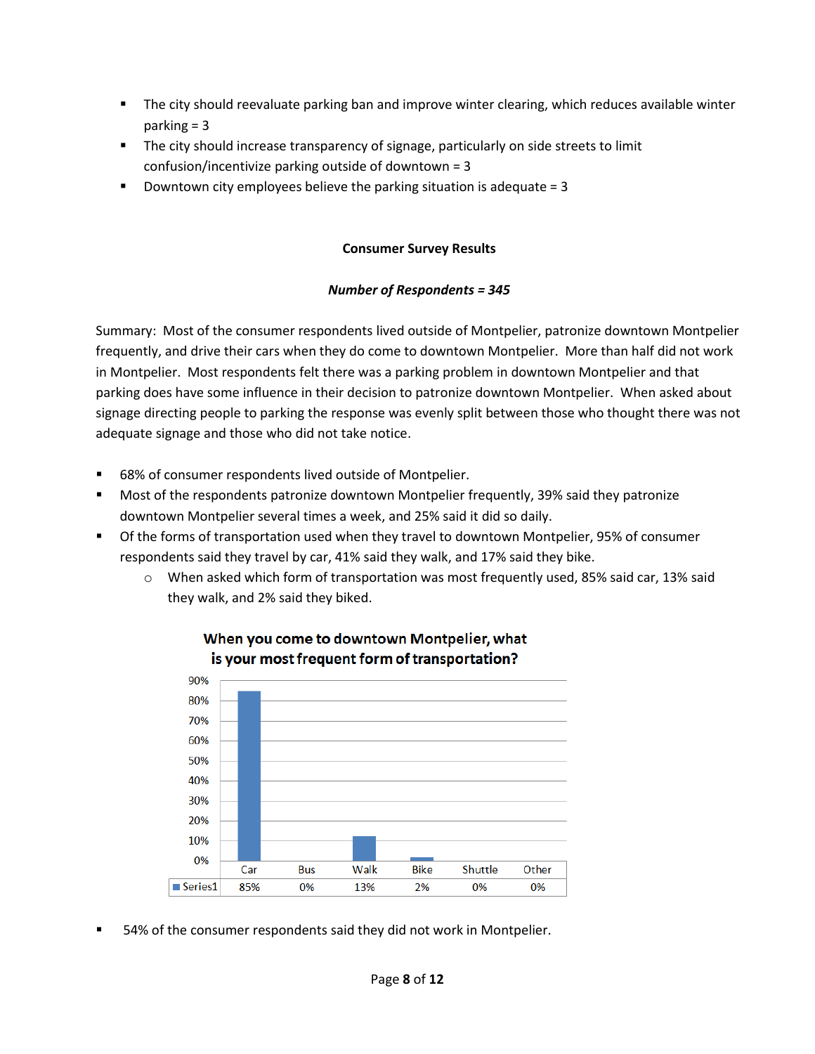- The city should reevaluate parking ban and improve winter clearing, which reduces available winter parking = 3
- The city should increase transparency of signage, particularly on side streets to limit confusion/incentivize parking outside of downtown = 3
- Downtown city employees believe the parking situation is adequate = 3

## Consumer Survey Results

***Number of Respondents = 345***

Summary: Most of the consumer respondents lived outside of Montpelier, patronize downtown Montpelier frequently, and drive their cars when they do come to downtown Montpelier. More than half did not work in Montpelier. Most respondents felt there was a parking problem in downtown Montpelier and that parking does have some influence in their decision to patronize downtown Montpelier. When asked about signage directing people to parking the response was evenly split between those who thought there was not adequate signage and those who did not take notice.

- 68% of consumer respondents lived outside of Montpelier.
- Most of the respondents patronize downtown Montpelier frequently, 39% said they patronize downtown Montpelier several times a week, and 25% said it did so daily.
- Of the forms of transportation used when they travel to downtown Montpelier, 95% of consumer respondents said they travel by car, 41% said they walk, and 17% said they bike.
  - When asked which form of transportation was most frequently used, 85% said car, 13% said they walk, and 2% said they biked.

**When you come to downtown Montpelier, what is your most frequent form of transportation?**

| | Car | Bus | Walk | Bike | Shuttle | Other |
|---|---|---|---|---|---|---|
| Series1 | 85% | 0% | 13% | 2% | 0% | 0% |

- 54% of the consumer respondents said they did not work in Montpelier.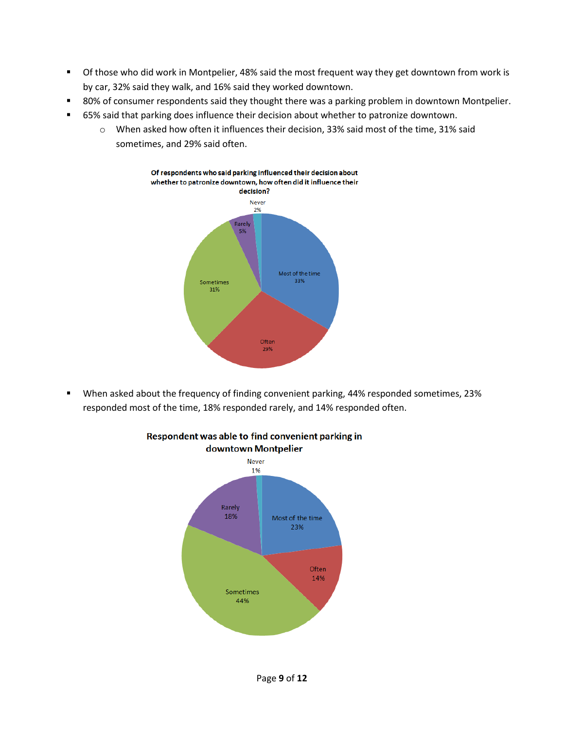- Of those who did work in Montpelier, 48% said the most frequent way they get downtown from work is by car, 32% said they walk, and 16% said they worked downtown.
- 80% of consumer respondents said they thought there was a parking problem in downtown Montpelier.
- 65% said that parking does influence their decision about whether to patronize downtown.
  - When asked how often it influences their decision, 33% said most of the time, 31% said sometimes, and 29% said often.

**Of respondents who said parking influenced their decision about whether to patronize downtown, how often did it influence their decision?**

| Response | Percent |
|---|---|
| Most of the time | 33% |
| Often | 29% |
| Sometimes | 31% |
| Rarely | 5% |
| Never | 2% |

- When asked about the frequency of finding convenient parking, 44% responded sometimes, 23% responded most of the time, 18% responded rarely, and 14% responded often.

**Respondent was able to find convenient parking in downtown Montpelier**

| Response | Percent |
|---|---|
| Most of the time | 23% |
| Often | 14% |
| Sometimes | 44% |
| Rarely | 18% |
| Never | 1% |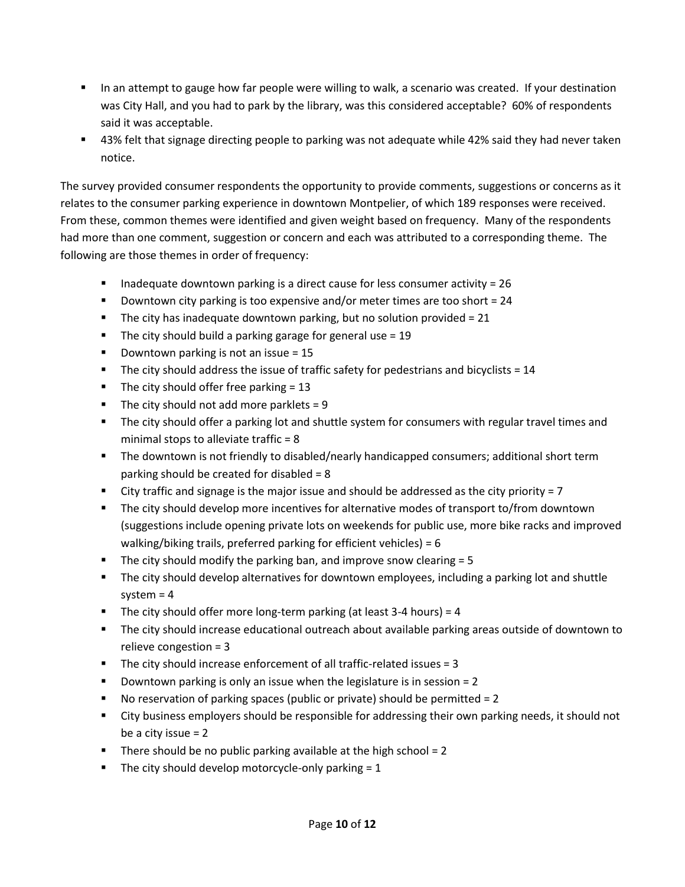- In an attempt to gauge how far people were willing to walk, a scenario was created. If your destination was City Hall, and you had to park by the library, was this considered acceptable? 60% of respondents said it was acceptable.
- 43% felt that signage directing people to parking was not adequate while 42% said they had never taken notice.

The survey provided consumer respondents the opportunity to provide comments, suggestions or concerns as it relates to the consumer parking experience in downtown Montpelier, of which 189 responses were received. From these, common themes were identified and given weight based on frequency. Many of the respondents had more than one comment, suggestion or concern and each was attributed to a corresponding theme. The following are those themes in order of frequency:

- Inadequate downtown parking is a direct cause for less consumer activity = 26
- Downtown city parking is too expensive and/or meter times are too short = 24
- The city has inadequate downtown parking, but no solution provided = 21
- The city should build a parking garage for general use = 19
- Downtown parking is not an issue = 15
- The city should address the issue of traffic safety for pedestrians and bicyclists = 14
- The city should offer free parking = 13
- The city should not add more parklets = 9
- The city should offer a parking lot and shuttle system for consumers with regular travel times and minimal stops to alleviate traffic = 8
- The downtown is not friendly to disabled/nearly handicapped consumers; additional short term parking should be created for disabled = 8
- City traffic and signage is the major issue and should be addressed as the city priority = 7
- The city should develop more incentives for alternative modes of transport to/from downtown (suggestions include opening private lots on weekends for public use, more bike racks and improved walking/biking trails, preferred parking for efficient vehicles) = 6
- The city should modify the parking ban, and improve snow clearing = 5
- The city should develop alternatives for downtown employees, including a parking lot and shuttle system = 4
- The city should offer more long-term parking (at least 3-4 hours) = 4
- The city should increase educational outreach about available parking areas outside of downtown to relieve congestion = 3
- The city should increase enforcement of all traffic-related issues = 3
- Downtown parking is only an issue when the legislature is in session = 2
- No reservation of parking spaces (public or private) should be permitted = 2
- City business employers should be responsible for addressing their own parking needs, it should not be a city issue = 2
- There should be no public parking available at the high school = 2
- The city should develop motorcycle-only parking = 1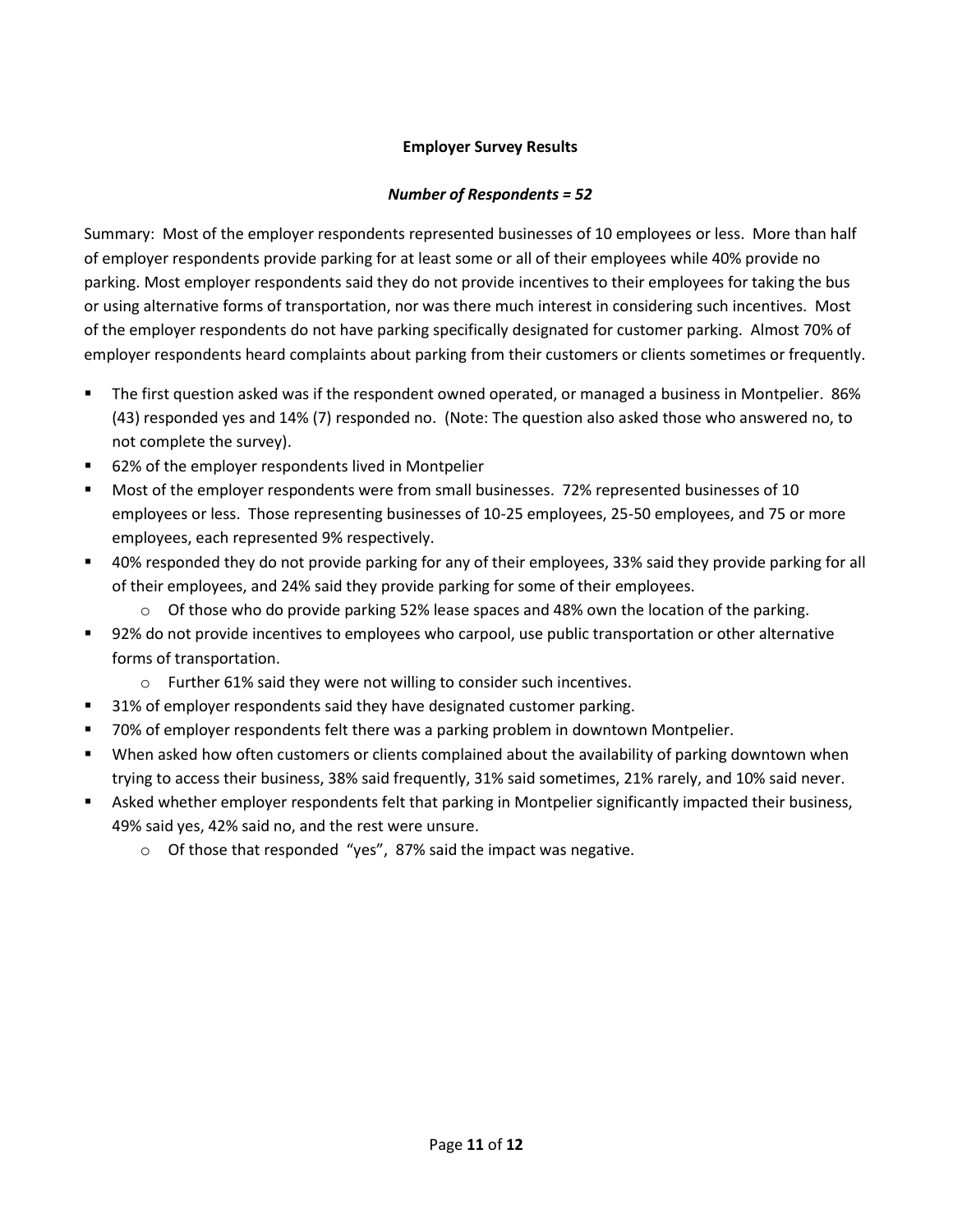**Employer Survey Results**

***Number of Respondents = 52***

Summary: Most of the employer respondents represented businesses of 10 employees or less. More than half of employer respondents provide parking for at least some or all of their employees while 40% provide no parking. Most employer respondents said they do not provide incentives to their employees for taking the bus or using alternative forms of transportation, nor was there much interest in considering such incentives. Most of the employer respondents do not have parking specifically designated for customer parking. Almost 70% of employer respondents heard complaints about parking from their customers or clients sometimes or frequently.

- The first question asked was if the respondent owned operated, or managed a business in Montpelier. 86% (43) responded yes and 14% (7) responded no. (Note: The question also asked those who answered no, to not complete the survey).
- 62% of the employer respondents lived in Montpelier
- Most of the employer respondents were from small businesses. 72% represented businesses of 10 employees or less. Those representing businesses of 10-25 employees, 25-50 employees, and 75 or more employees, each represented 9% respectively.
- 40% responded they do not provide parking for any of their employees, 33% said they provide parking for all of their employees, and 24% said they provide parking for some of their employees.
  - Of those who do provide parking 52% lease spaces and 48% own the location of the parking.
- 92% do not provide incentives to employees who carpool, use public transportation or other alternative forms of transportation.
  - Further 61% said they were not willing to consider such incentives.
- 31% of employer respondents said they have designated customer parking.
- 70% of employer respondents felt there was a parking problem in downtown Montpelier.
- When asked how often customers or clients complained about the availability of parking downtown when trying to access their business, 38% said frequently, 31% said sometimes, 21% rarely, and 10% said never.
- Asked whether employer respondents felt that parking in Montpelier significantly impacted their business, 49% said yes, 42% said no, and the rest were unsure.
  - Of those that responded "yes", 87% said the impact was negative.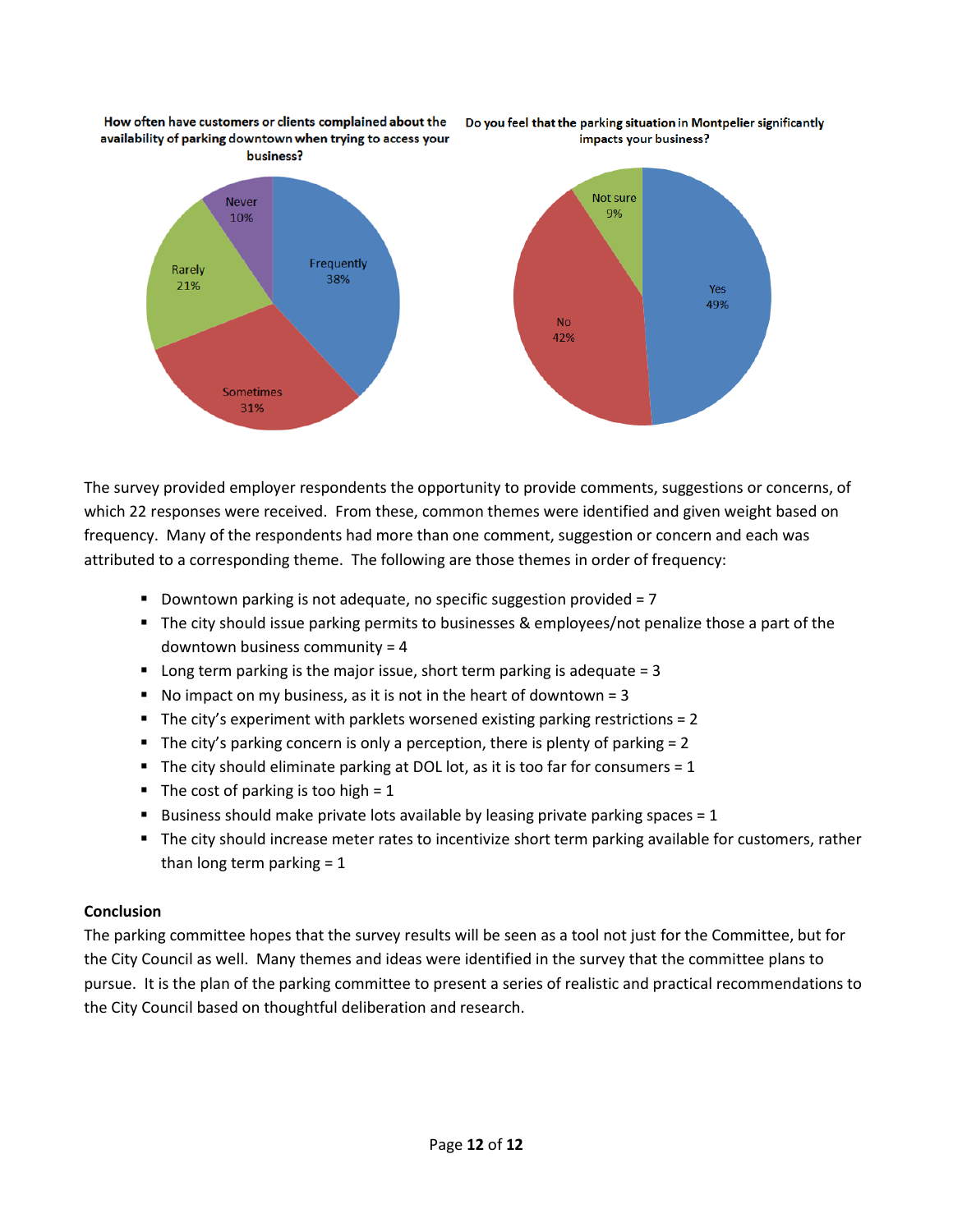How often have customers or clients complained about the availability of parking downtown when trying to access your business?

Never
10%

Frequently
38%

Rarely
21%

Sometimes
31%

Do you feel that the parking situation in Montpelier significantly impacts your business?

Not sure
9%

Yes
49%

No
42%

The survey provided employer respondents the opportunity to provide comments, suggestions or concerns, of which 22 responses were received. From these, common themes were identified and given weight based on frequency. Many of the respondents had more than one comment, suggestion or concern and each was attributed to a corresponding theme. The following are those themes in order of frequency:

- Downtown parking is not adequate, no specific suggestion provided = 7
- The city should issue parking permits to businesses & employees/not penalize those a part of the downtown business community = 4
- Long term parking is the major issue, short term parking is adequate = 3
- No impact on my business, as it is not in the heart of downtown = 3
- The city's experiment with parklets worsened existing parking restrictions = 2
- The city's parking concern is only a perception, there is plenty of parking = 2
- The city should eliminate parking at DOL lot, as it is too far for consumers = 1
- The cost of parking is too high = 1
- Business should make private lots available by leasing private parking spaces = 1
- The city should increase meter rates to incentivize short term parking available for customers, rather than long term parking = 1

**Conclusion**

The parking committee hopes that the survey results will be seen as a tool not just for the Committee, but for the City Council as well. Many themes and ideas were identified in the survey that the committee plans to pursue. It is the plan of the parking committee to present a series of realistic and practical recommendations to the City Council based on thoughtful deliberation and research.